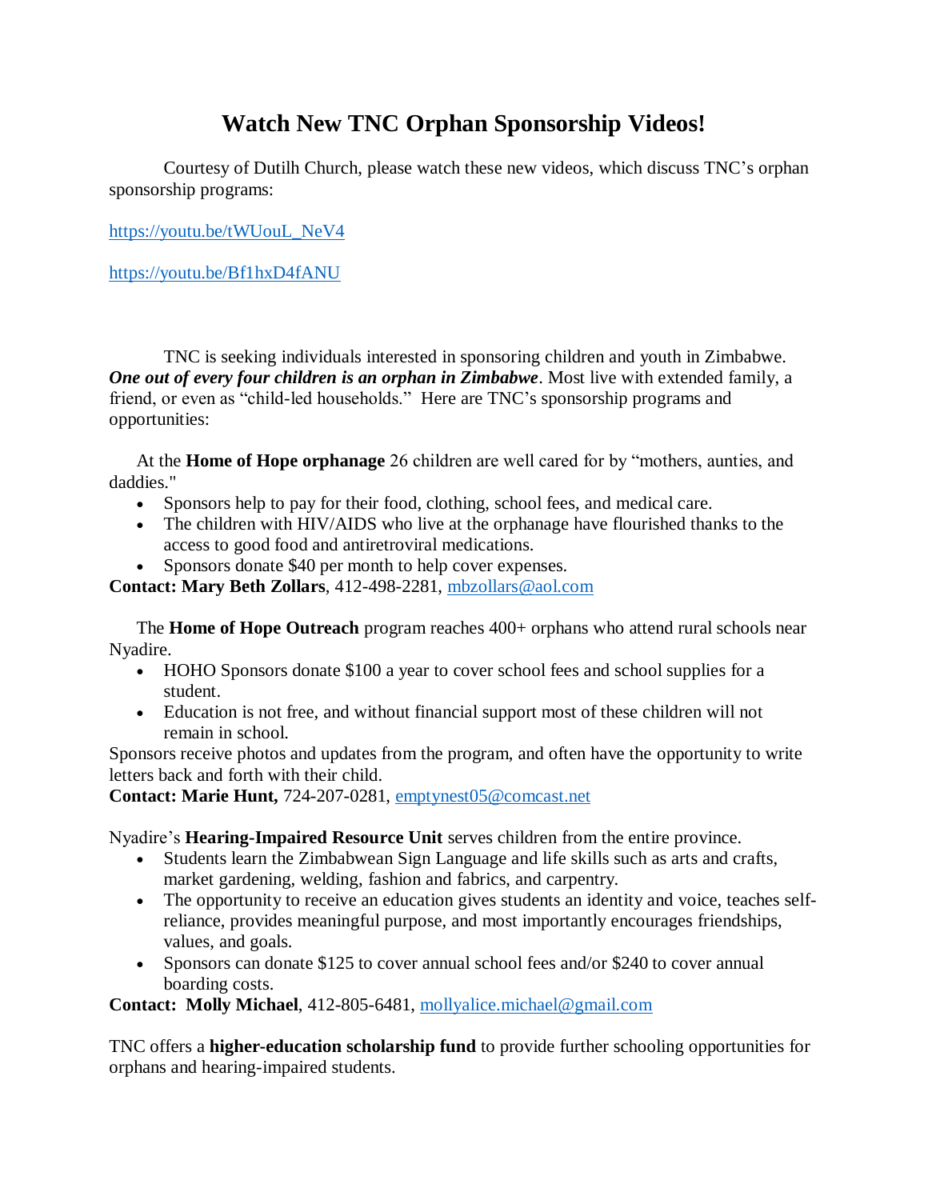# Watch New TNC Orphan Sponsorship Videos!

Courtesy of Dutilh Church, please watch these new videos, which discuss TNC's orphan sponsorship programs:

https://youtu.be/tWUouL_NeV4

https://youtu.be/Bf1hxD4fANU

TNC is seeking individuals interested in sponsoring children and youth in Zimbabwe. ***One out of every four children is an orphan in Zimbabwe***. Most live with extended family, a friend, or even as "child-led households." Here are TNC's sponsorship programs and opportunities:

At the **Home of Hope orphanage** 26 children are well cared for by "mothers, aunties, and daddies."

- Sponsors help to pay for their food, clothing, school fees, and medical care.
- The children with HIV/AIDS who live at the orphanage have flourished thanks to the access to good food and antiretroviral medications.
- Sponsors donate $40 per month to help cover expenses.

**Contact: Mary Beth Zollars**, 412-498-2281, mbzollars@aol.com

The **Home of Hope Outreach** program reaches 400+ orphans who attend rural schools near Nyadire.

- HOHO Sponsors donate $100 a year to cover school fees and school supplies for a student.
- Education is not free, and without financial support most of these children will not remain in school.

Sponsors receive photos and updates from the program, and often have the opportunity to write letters back and forth with their child.

**Contact: Marie Hunt,** 724-207-0281, emptynest05@comcast.net

Nyadire's **Hearing-Impaired Resource Unit** serves children from the entire province.

- Students learn the Zimbabwean Sign Language and life skills such as arts and crafts, market gardening, welding, fashion and fabrics, and carpentry.
- The opportunity to receive an education gives students an identity and voice, teaches self-reliance, provides meaningful purpose, and most importantly encourages friendships, values, and goals.
- Sponsors can donate $125 to cover annual school fees and/or $240 to cover annual boarding costs.

**Contact: Molly Michael**, 412-805-6481, mollyalice.michael@gmail.com

TNC offers a **higher-education scholarship fund** to provide further schooling opportunities for orphans and hearing-impaired students.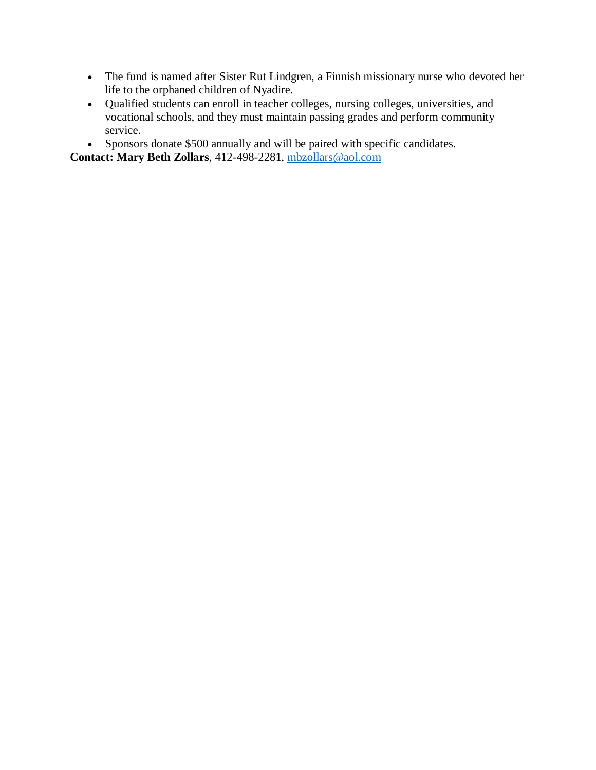- The fund is named after Sister Rut Lindgren, a Finnish missionary nurse who devoted her life to the orphaned children of Nyadire.
- Qualified students can enroll in teacher colleges, nursing colleges, universities, and vocational schools, and they must maintain passing grades and perform community service.
- Sponsors donate $500 annually and will be paired with specific candidates.

**Contact: Mary Beth Zollars**, 412-498-2281, mbzollars@aol.com